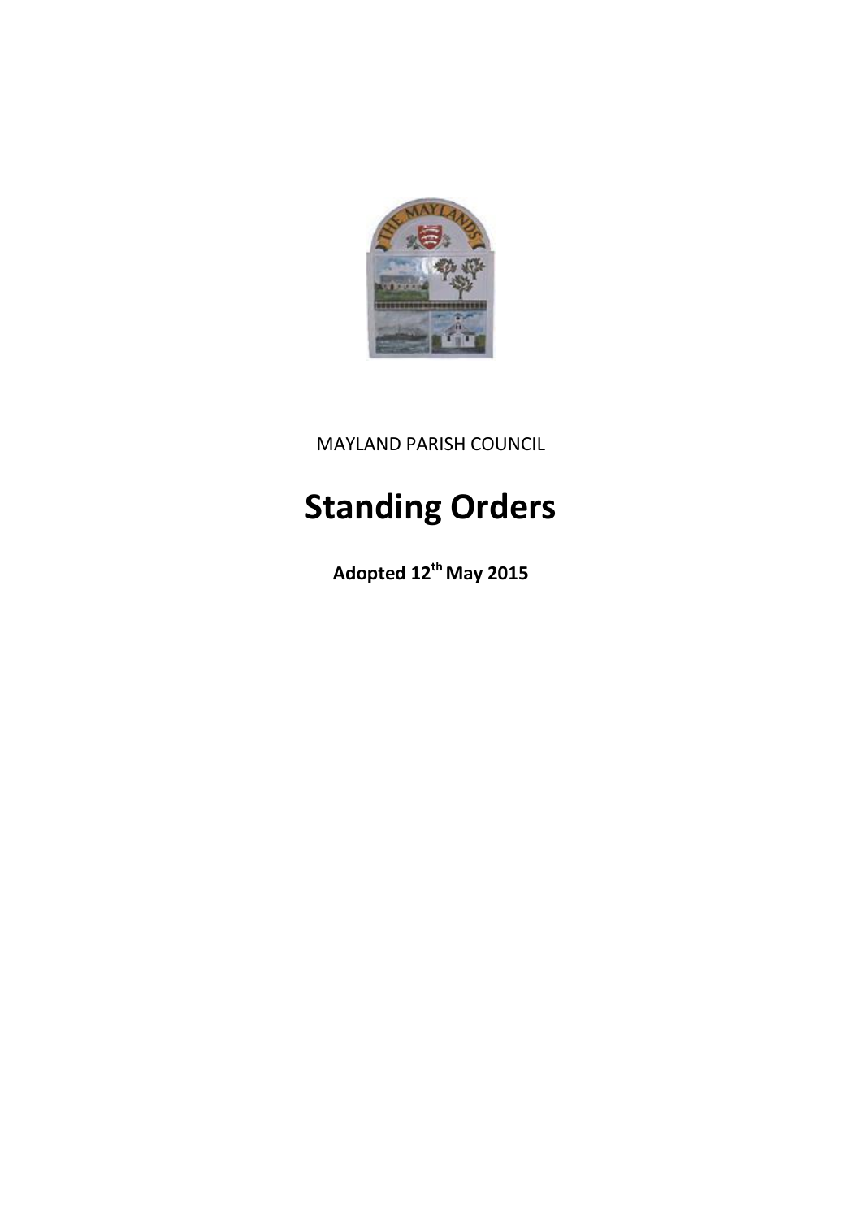MAYLAND PARISH COUNCIL

# Standing Orders

**Adopted 12th May 2015**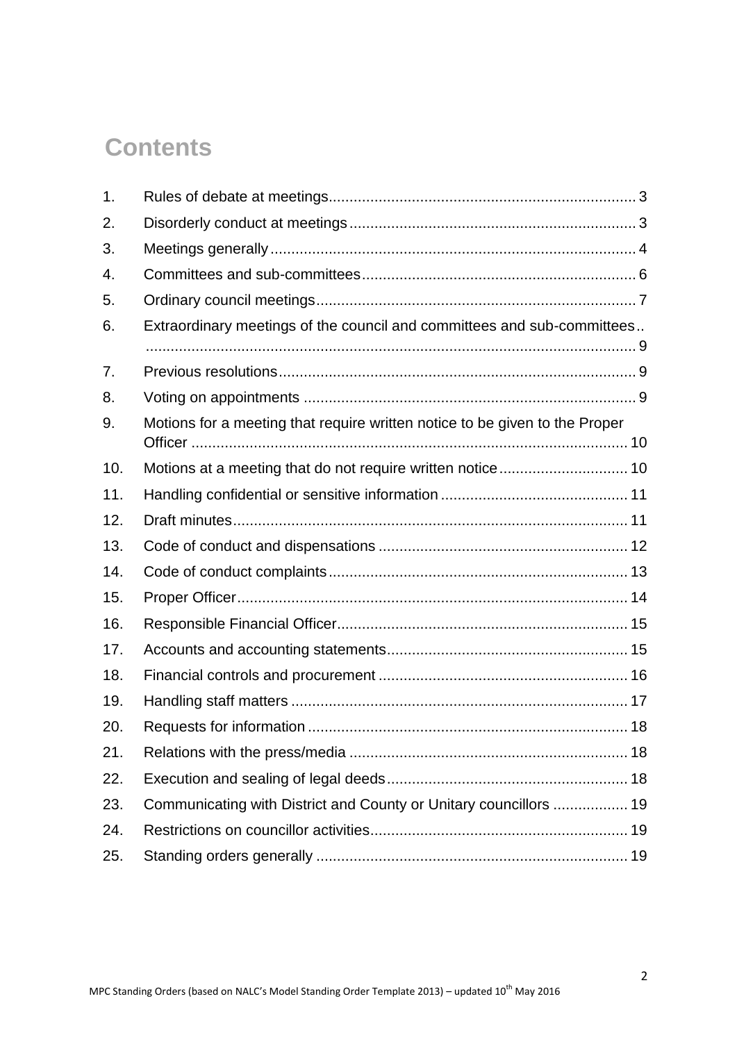# Contents

1. Rules of debate at meetings ... 3
2. Disorderly conduct at meetings ... 3
3. Meetings generally ... 4
4. Committees and sub-committees ... 6
5. Ordinary council meetings ... 7
6. Extraordinary meetings of the council and committees and sub-committees ... 9
7. Previous resolutions ... 9
8. Voting on appointments ... 9
9. Motions for a meeting that require written notice to be given to the Proper Officer ... 10
10. Motions at a meeting that do not require written notice ... 10
11. Handling confidential or sensitive information ... 11
12. Draft minutes ... 11
13. Code of conduct and dispensations ... 12
14. Code of conduct complaints ... 13
15. Proper Officer ... 14
16. Responsible Financial Officer ... 15
17. Accounts and accounting statements ... 15
18. Financial controls and procurement ... 16
19. Handling staff matters ... 17
20. Requests for information ... 18
21. Relations with the press/media ... 18
22. Execution and sealing of legal deeds ... 18
23. Communicating with District and County or Unitary councillors ... 19
24. Restrictions on councillor activities ... 19
25. Standing orders generally ... 19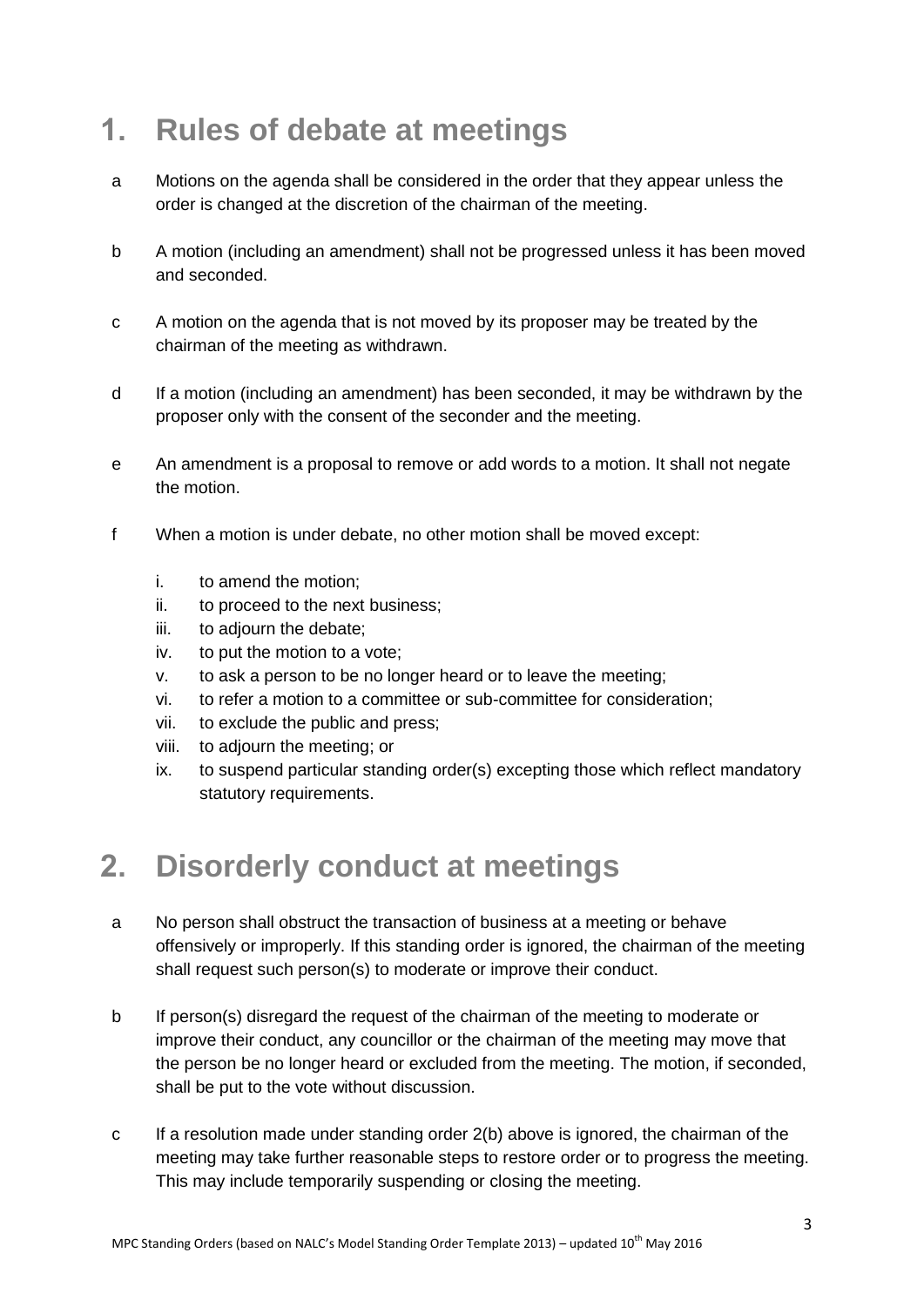# 1. Rules of debate at meetings

a Motions on the agenda shall be considered in the order that they appear unless the order is changed at the discretion of the chairman of the meeting.

b A motion (including an amendment) shall not be progressed unless it has been moved and seconded.

c A motion on the agenda that is not moved by its proposer may be treated by the chairman of the meeting as withdrawn.

d If a motion (including an amendment) has been seconded, it may be withdrawn by the proposer only with the consent of the seconder and the meeting.

e An amendment is a proposal to remove or add words to a motion. It shall not negate the motion.

f When a motion is under debate, no other motion shall be moved except:

i. to amend the motion;
ii. to proceed to the next business;
iii. to adjourn the debate;
iv. to put the motion to a vote;
v. to ask a person to be no longer heard or to leave the meeting;
vi. to refer a motion to a committee or sub-committee for consideration;
vii. to exclude the public and press;
viii. to adjourn the meeting; or
ix. to suspend particular standing order(s) excepting those which reflect mandatory statutory requirements.

# 2. Disorderly conduct at meetings

a No person shall obstruct the transaction of business at a meeting or behave offensively or improperly. If this standing order is ignored, the chairman of the meeting shall request such person(s) to moderate or improve their conduct.

b If person(s) disregard the request of the chairman of the meeting to moderate or improve their conduct, any councillor or the chairman of the meeting may move that the person be no longer heard or excluded from the meeting. The motion, if seconded, shall be put to the vote without discussion.

c If a resolution made under standing order 2(b) above is ignored, the chairman of the meeting may take further reasonable steps to restore order or to progress the meeting. This may include temporarily suspending or closing the meeting.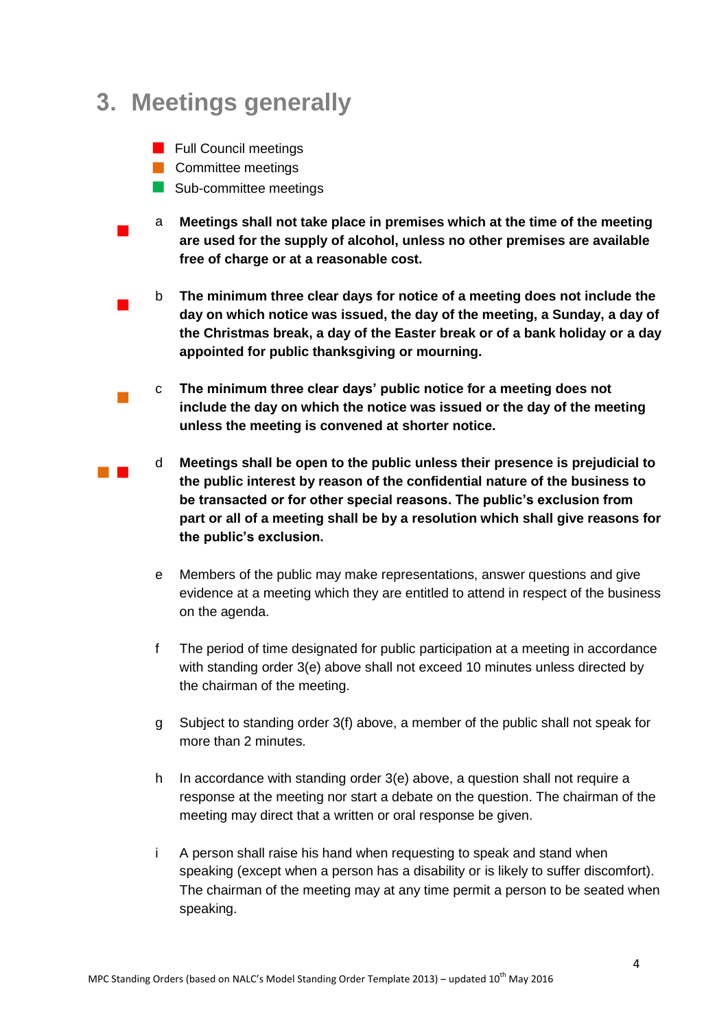## 3. Meetings generally

- Full Council meetings
- Committee meetings
- Sub-committee meetings

a **Meetings shall not take place in premises which at the time of the meeting are used for the supply of alcohol, unless no other premises are available free of charge or at a reasonable cost.**

b **The minimum three clear days for notice of a meeting does not include the day on which notice was issued, the day of the meeting, a Sunday, a day of the Christmas break, a day of the Easter break or of a bank holiday or a day appointed for public thanksgiving or mourning.**

c **The minimum three clear days' public notice for a meeting does not include the day on which the notice was issued or the day of the meeting unless the meeting is convened at shorter notice.**

d **Meetings shall be open to the public unless their presence is prejudicial to the public interest by reason of the confidential nature of the business to be transacted or for other special reasons. The public's exclusion from part or all of a meeting shall be by a resolution which shall give reasons for the public's exclusion.**

e Members of the public may make representations, answer questions and give evidence at a meeting which they are entitled to attend in respect of the business on the agenda.

f The period of time designated for public participation at a meeting in accordance with standing order 3(e) above shall not exceed 10 minutes unless directed by the chairman of the meeting.

g Subject to standing order 3(f) above, a member of the public shall not speak for more than 2 minutes.

h In accordance with standing order 3(e) above, a question shall not require a response at the meeting nor start a debate on the question. The chairman of the meeting may direct that a written or oral response be given.

i A person shall raise his hand when requesting to speak and stand when speaking (except when a person has a disability or is likely to suffer discomfort). The chairman of the meeting may at any time permit a person to be seated when speaking.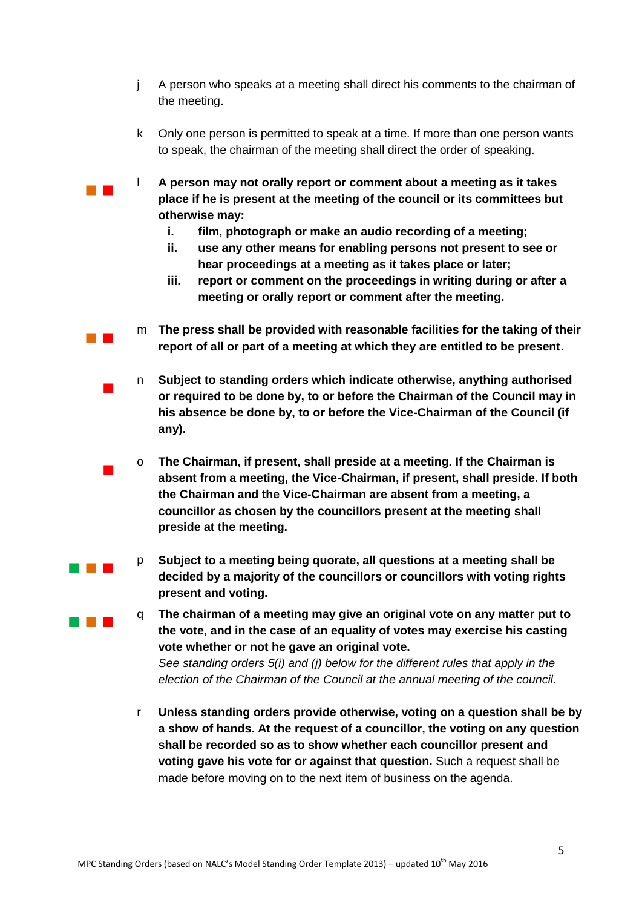j A person who speaks at a meeting shall direct his comments to the chairman of the meeting.

k Only one person is permitted to speak at a time. If more than one person wants to speak, the chairman of the meeting shall direct the order of speaking.

l **A person may not orally report or comment about a meeting as it takes place if he is present at the meeting of the council or its committees but otherwise may:**

   **i. film, photograph or make an audio recording of a meeting;**

   **ii. use any other means for enabling persons not present to see or hear proceedings at a meeting as it takes place or later;**

   **iii. report or comment on the proceedings in writing during or after a meeting or orally report or comment after the meeting.**

m **The press shall be provided with reasonable facilities for the taking of their report of all or part of a meeting at which they are entitled to be present**.

n **Subject to standing orders which indicate otherwise, anything authorised or required to be done by, to or before the Chairman of the Council may in his absence be done by, to or before the Vice-Chairman of the Council (if any).**

o **The Chairman, if present, shall preside at a meeting. If the Chairman is absent from a meeting, the Vice-Chairman, if present, shall preside. If both the Chairman and the Vice-Chairman are absent from a meeting, a councillor as chosen by the councillors present at the meeting shall preside at the meeting.**

p **Subject to a meeting being quorate, all questions at a meeting shall be decided by a majority of the councillors or councillors with voting rights present and voting.**

q **The chairman of a meeting may give an original vote on any matter put to the vote, and in the case of an equality of votes may exercise his casting vote whether or not he gave an original vote.**
*See standing orders 5(i) and (j) below for the different rules that apply in the election of the Chairman of the Council at the annual meeting of the council.*

r **Unless standing orders provide otherwise, voting on a question shall be by a show of hands. At the request of a councillor, the voting on any question shall be recorded so as to show whether each councillor present and voting gave his vote for or against that question.** Such a request shall be made before moving on to the next item of business on the agenda.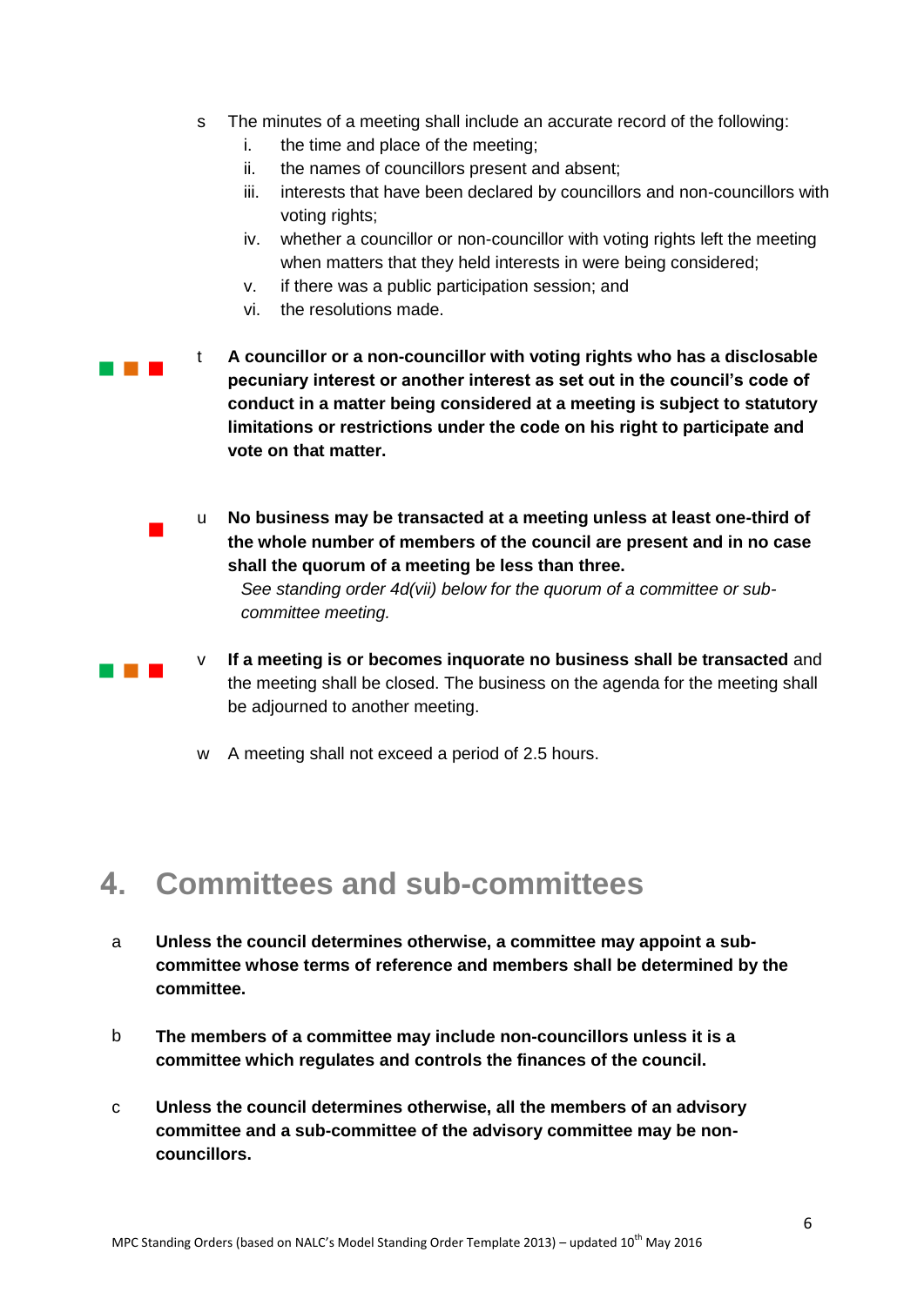s The minutes of a meeting shall include an accurate record of the following:

i. the time and place of the meeting;
ii. the names of councillors present and absent;
iii. interests that have been declared by councillors and non-councillors with voting rights;
iv. whether a councillor or non-councillor with voting rights left the meeting when matters that they held interests in were being considered;
v. if there was a public participation session; and
vi. the resolutions made.

t **A councillor or a non-councillor with voting rights who has a disclosable pecuniary interest or another interest as set out in the council's code of conduct in a matter being considered at a meeting is subject to statutory limitations or restrictions under the code on his right to participate and vote on that matter.**

u **No business may be transacted at a meeting unless at least one-third of the whole number of members of the council are present and in no case shall the quorum of a meeting be less than three.**
*See standing order 4d(vii) below for the quorum of a committee or sub-committee meeting.*

v **If a meeting is or becomes inquorate no business shall be transacted** and the meeting shall be closed. The business on the agenda for the meeting shall be adjourned to another meeting.

w A meeting shall not exceed a period of 2.5 hours.

## 4. Committees and sub-committees

a **Unless the council determines otherwise, a committee may appoint a sub-committee whose terms of reference and members shall be determined by the committee.**

b **The members of a committee may include non-councillors unless it is a committee which regulates and controls the finances of the council.**

c **Unless the council determines otherwise, all the members of an advisory committee and a sub-committee of the advisory committee may be non-councillors.**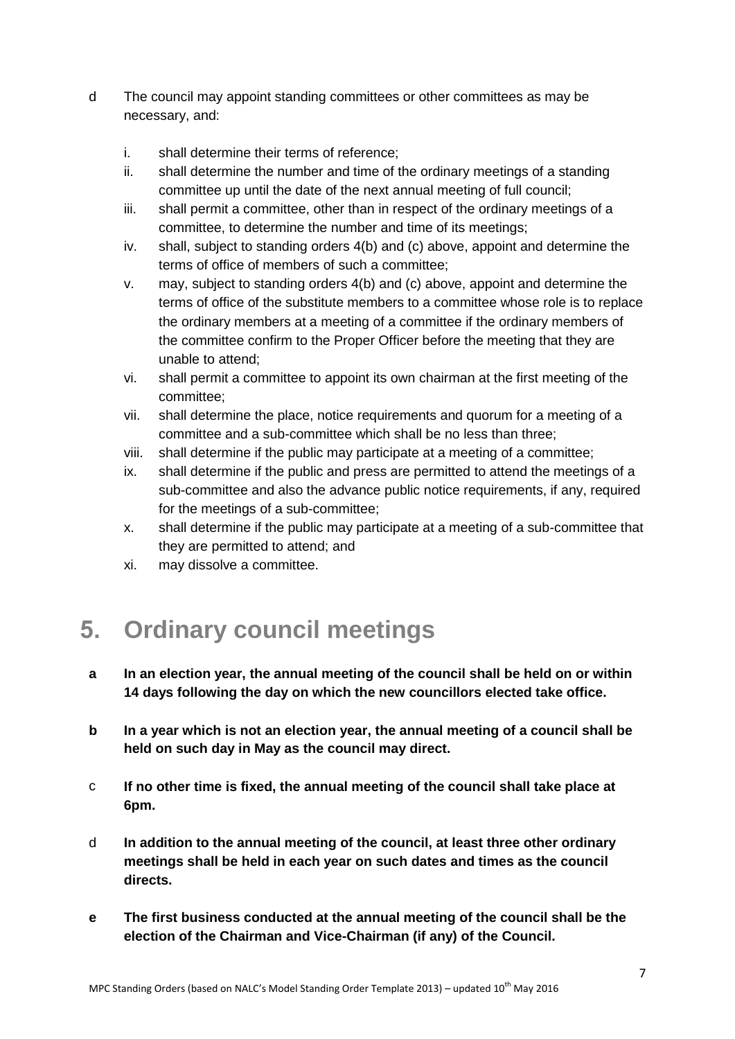d The council may appoint standing committees or other committees as may be necessary, and:

i. shall determine their terms of reference;
ii. shall determine the number and time of the ordinary meetings of a standing committee up until the date of the next annual meeting of full council;
iii. shall permit a committee, other than in respect of the ordinary meetings of a committee, to determine the number and time of its meetings;
iv. shall, subject to standing orders 4(b) and (c) above, appoint and determine the terms of office of members of such a committee;
v. may, subject to standing orders 4(b) and (c) above, appoint and determine the terms of office of the substitute members to a committee whose role is to replace the ordinary members at a meeting of a committee if the ordinary members of the committee confirm to the Proper Officer before the meeting that they are unable to attend;
vi. shall permit a committee to appoint its own chairman at the first meeting of the committee;
vii. shall determine the place, notice requirements and quorum for a meeting of a committee and a sub-committee which shall be no less than three;
viii. shall determine if the public may participate at a meeting of a committee;
ix. shall determine if the public and press are permitted to attend the meetings of a sub-committee and also the advance public notice requirements, if any, required for the meetings of a sub-committee;
x. shall determine if the public may participate at a meeting of a sub-committee that they are permitted to attend; and
xi. may dissolve a committee.

# 5. Ordinary council meetings

**a In an election year, the annual meeting of the council shall be held on or within 14 days following the day on which the new councillors elected take office.**

**b In a year which is not an election year, the annual meeting of a council shall be held on such day in May as the council may direct.**

**c If no other time is fixed, the annual meeting of the council shall take place at 6pm.**

**d In addition to the annual meeting of the council, at least three other ordinary meetings shall be held in each year on such dates and times as the council directs.**

**e The first business conducted at the annual meeting of the council shall be the election of the Chairman and Vice-Chairman (if any) of the Council.**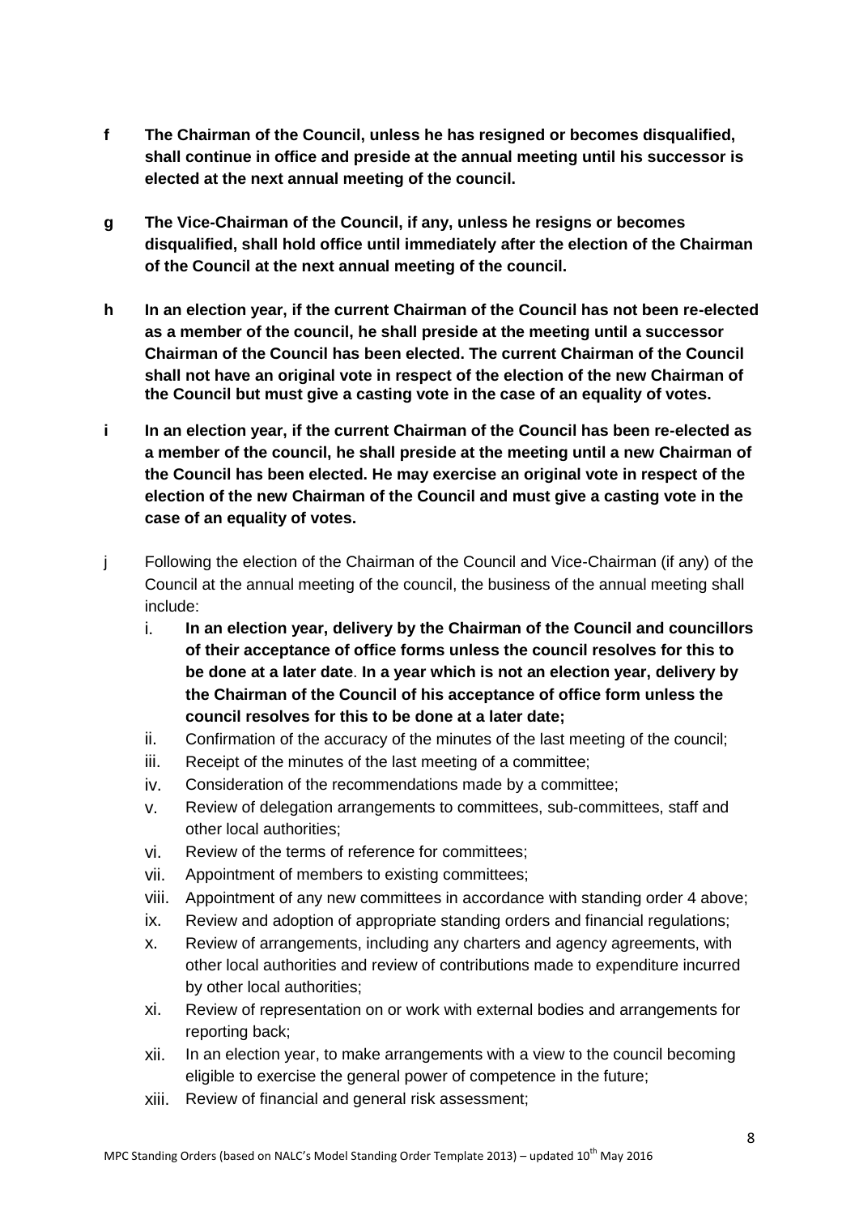**f The Chairman of the Council, unless he has resigned or becomes disqualified, shall continue in office and preside at the annual meeting until his successor is elected at the next annual meeting of the council.**

**g The Vice-Chairman of the Council, if any, unless he resigns or becomes disqualified, shall hold office until immediately after the election of the Chairman of the Council at the next annual meeting of the council.**

**h In an election year, if the current Chairman of the Council has not been re-elected as a member of the council, he shall preside at the meeting until a successor Chairman of the Council has been elected. The current Chairman of the Council shall not have an original vote in respect of the election of the new Chairman of the Council but must give a casting vote in the case of an equality of votes.**

**i In an election year, if the current Chairman of the Council has been re-elected as a member of the council, he shall preside at the meeting until a new Chairman of the Council has been elected. He may exercise an original vote in respect of the election of the new Chairman of the Council and must give a casting vote in the case of an equality of votes.**

j Following the election of the Chairman of the Council and Vice-Chairman (if any) of the Council at the annual meeting of the council, the business of the annual meeting shall include:

i. **In an election year, delivery by the Chairman of the Council and councillors of their acceptance of office forms unless the council resolves for this to be done at a later date**. **In a year which is not an election year, delivery by the Chairman of the Council of his acceptance of office form unless the council resolves for this to be done at a later date;**
ii. Confirmation of the accuracy of the minutes of the last meeting of the council;
iii. Receipt of the minutes of the last meeting of a committee;
iv. Consideration of the recommendations made by a committee;
v. Review of delegation arrangements to committees, sub-committees, staff and other local authorities;
vi. Review of the terms of reference for committees;
vii. Appointment of members to existing committees;
viii. Appointment of any new committees in accordance with standing order 4 above;
ix. Review and adoption of appropriate standing orders and financial regulations;
x. Review of arrangements, including any charters and agency agreements, with other local authorities and review of contributions made to expenditure incurred by other local authorities;
xi. Review of representation on or work with external bodies and arrangements for reporting back;
xii. In an election year, to make arrangements with a view to the council becoming eligible to exercise the general power of competence in the future;
xiii. Review of financial and general risk assessment;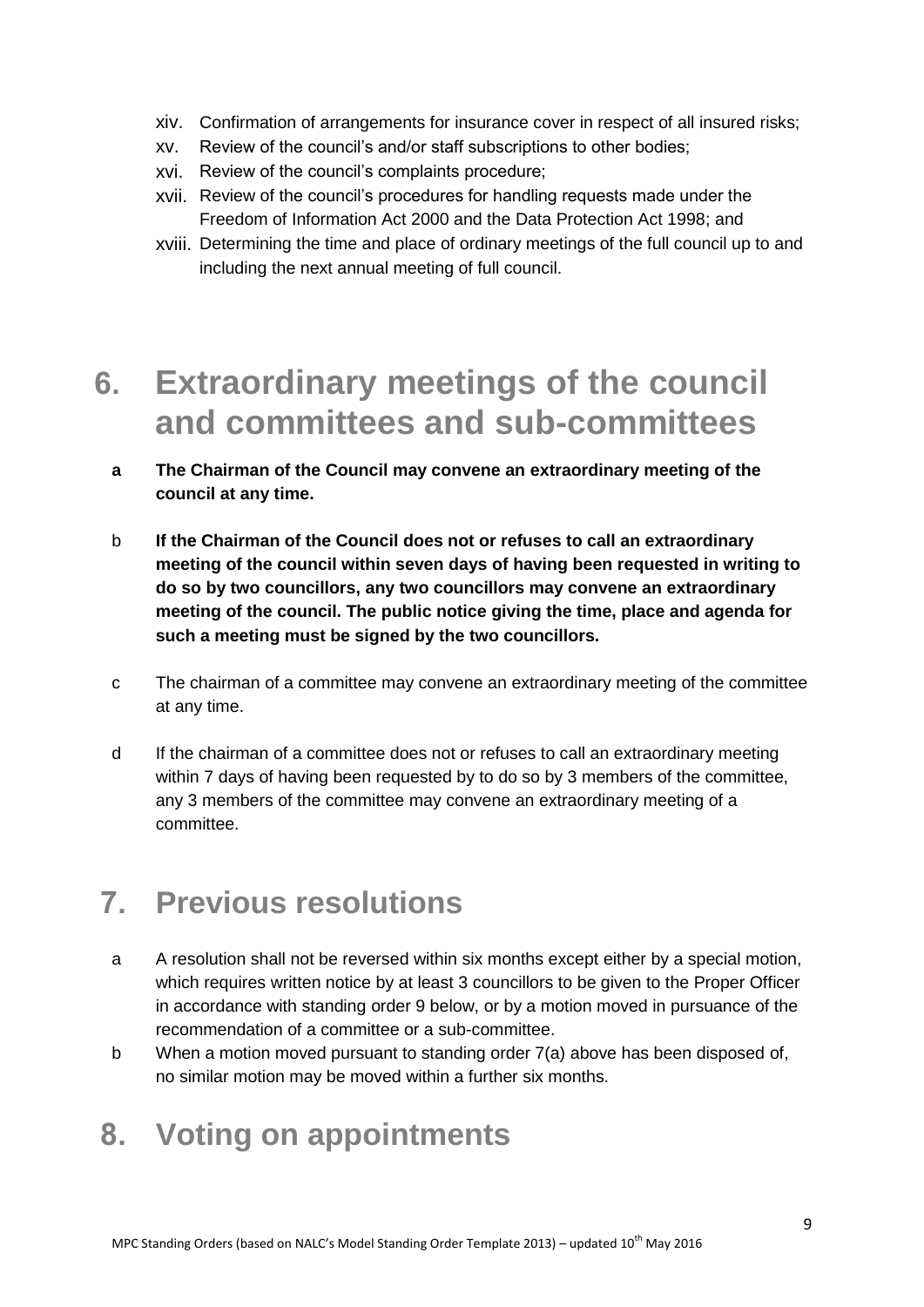xiv. Confirmation of arrangements for insurance cover in respect of all insured risks;
xv. Review of the council's and/or staff subscriptions to other bodies;
xvi. Review of the council's complaints procedure;
xvii. Review of the council's procedures for handling requests made under the Freedom of Information Act 2000 and the Data Protection Act 1998; and
xviii. Determining the time and place of ordinary meetings of the full council up to and including the next annual meeting of full council.

# 6. Extraordinary meetings of the council and committees and sub-committees

a **The Chairman of the Council may convene an extraordinary meeting of the council at any time.**

b **If the Chairman of the Council does not or refuses to call an extraordinary meeting of the council within seven days of having been requested in writing to do so by two councillors, any two councillors may convene an extraordinary meeting of the council. The public notice giving the time, place and agenda for such a meeting must be signed by the two councillors.**

c The chairman of a committee may convene an extraordinary meeting of the committee at any time.

d If the chairman of a committee does not or refuses to call an extraordinary meeting within 7 days of having been requested by to do so by 3 members of the committee, any 3 members of the committee may convene an extraordinary meeting of a committee.

# 7. Previous resolutions

a A resolution shall not be reversed within six months except either by a special motion, which requires written notice by at least 3 councillors to be given to the Proper Officer in accordance with standing order 9 below, or by a motion moved in pursuance of the recommendation of a committee or a sub-committee.

b When a motion moved pursuant to standing order 7(a) above has been disposed of, no similar motion may be moved within a further six months.

# 8. Voting on appointments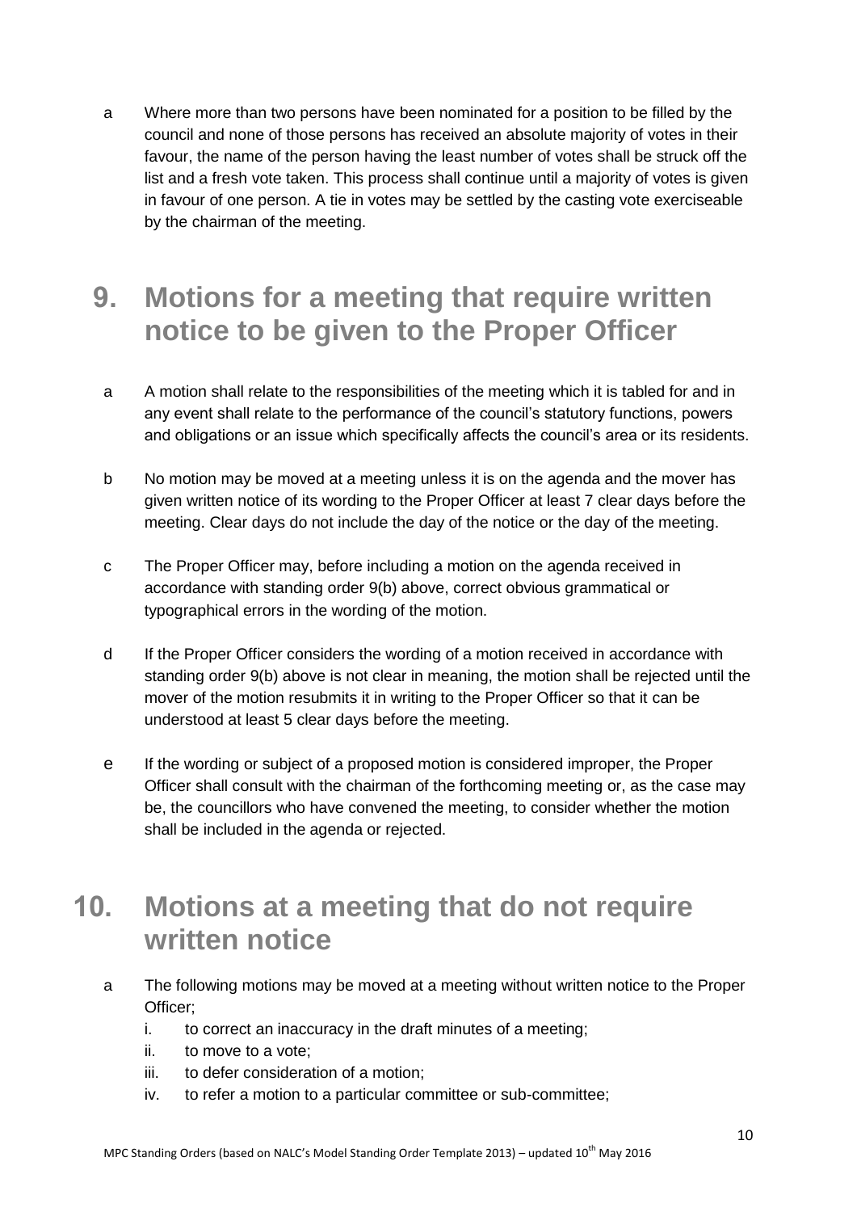a Where more than two persons have been nominated for a position to be filled by the council and none of those persons has received an absolute majority of votes in their favour, the name of the person having the least number of votes shall be struck off the list and a fresh vote taken. This process shall continue until a majority of votes is given in favour of one person. A tie in votes may be settled by the casting vote exerciseable by the chairman of the meeting.

## 9. Motions for a meeting that require written notice to be given to the Proper Officer

a A motion shall relate to the responsibilities of the meeting which it is tabled for and in any event shall relate to the performance of the council's statutory functions, powers and obligations or an issue which specifically affects the council's area or its residents.

b No motion may be moved at a meeting unless it is on the agenda and the mover has given written notice of its wording to the Proper Officer at least 7 clear days before the meeting. Clear days do not include the day of the notice or the day of the meeting.

c The Proper Officer may, before including a motion on the agenda received in accordance with standing order 9(b) above, correct obvious grammatical or typographical errors in the wording of the motion.

d If the Proper Officer considers the wording of a motion received in accordance with standing order 9(b) above is not clear in meaning, the motion shall be rejected until the mover of the motion resubmits it in writing to the Proper Officer so that it can be understood at least 5 clear days before the meeting.

e If the wording or subject of a proposed motion is considered improper, the Proper Officer shall consult with the chairman of the forthcoming meeting or, as the case may be, the councillors who have convened the meeting, to consider whether the motion shall be included in the agenda or rejected.

## 10. Motions at a meeting that do not require written notice

a The following motions may be moved at a meeting without written notice to the Proper Officer;

   i. to correct an inaccuracy in the draft minutes of a meeting;
   ii. to move to a vote;
   iii. to defer consideration of a motion;
   iv. to refer a motion to a particular committee or sub-committee;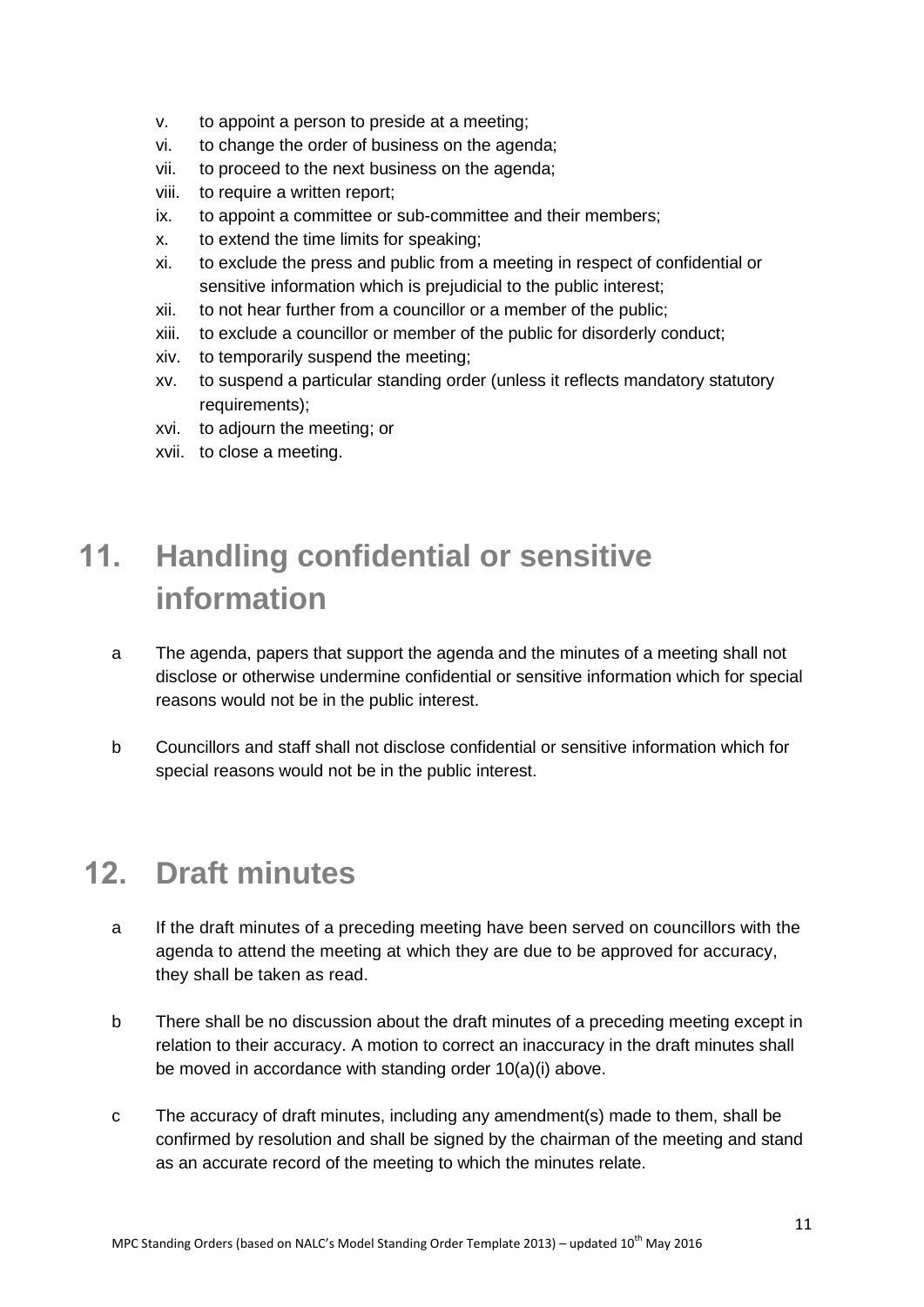v. to appoint a person to preside at a meeting;
vi. to change the order of business on the agenda;
vii. to proceed to the next business on the agenda;
viii. to require a written report;
ix. to appoint a committee or sub-committee and their members;
x. to extend the time limits for speaking;
xi. to exclude the press and public from a meeting in respect of confidential or sensitive information which is prejudicial to the public interest;
xii. to not hear further from a councillor or a member of the public;
xiii. to exclude a councillor or member of the public for disorderly conduct;
xiv. to temporarily suspend the meeting;
xv. to suspend a particular standing order (unless it reflects mandatory statutory requirements);
xvi. to adjourn the meeting; or
xvii. to close a meeting.

# 11. Handling confidential or sensitive information

a The agenda, papers that support the agenda and the minutes of a meeting shall not disclose or otherwise undermine confidential or sensitive information which for special reasons would not be in the public interest.

b Councillors and staff shall not disclose confidential or sensitive information which for special reasons would not be in the public interest.

# 12. Draft minutes

a If the draft minutes of a preceding meeting have been served on councillors with the agenda to attend the meeting at which they are due to be approved for accuracy, they shall be taken as read.

b There shall be no discussion about the draft minutes of a preceding meeting except in relation to their accuracy. A motion to correct an inaccuracy in the draft minutes shall be moved in accordance with standing order 10(a)(i) above.

c The accuracy of draft minutes, including any amendment(s) made to them, shall be confirmed by resolution and shall be signed by the chairman of the meeting and stand as an accurate record of the meeting to which the minutes relate.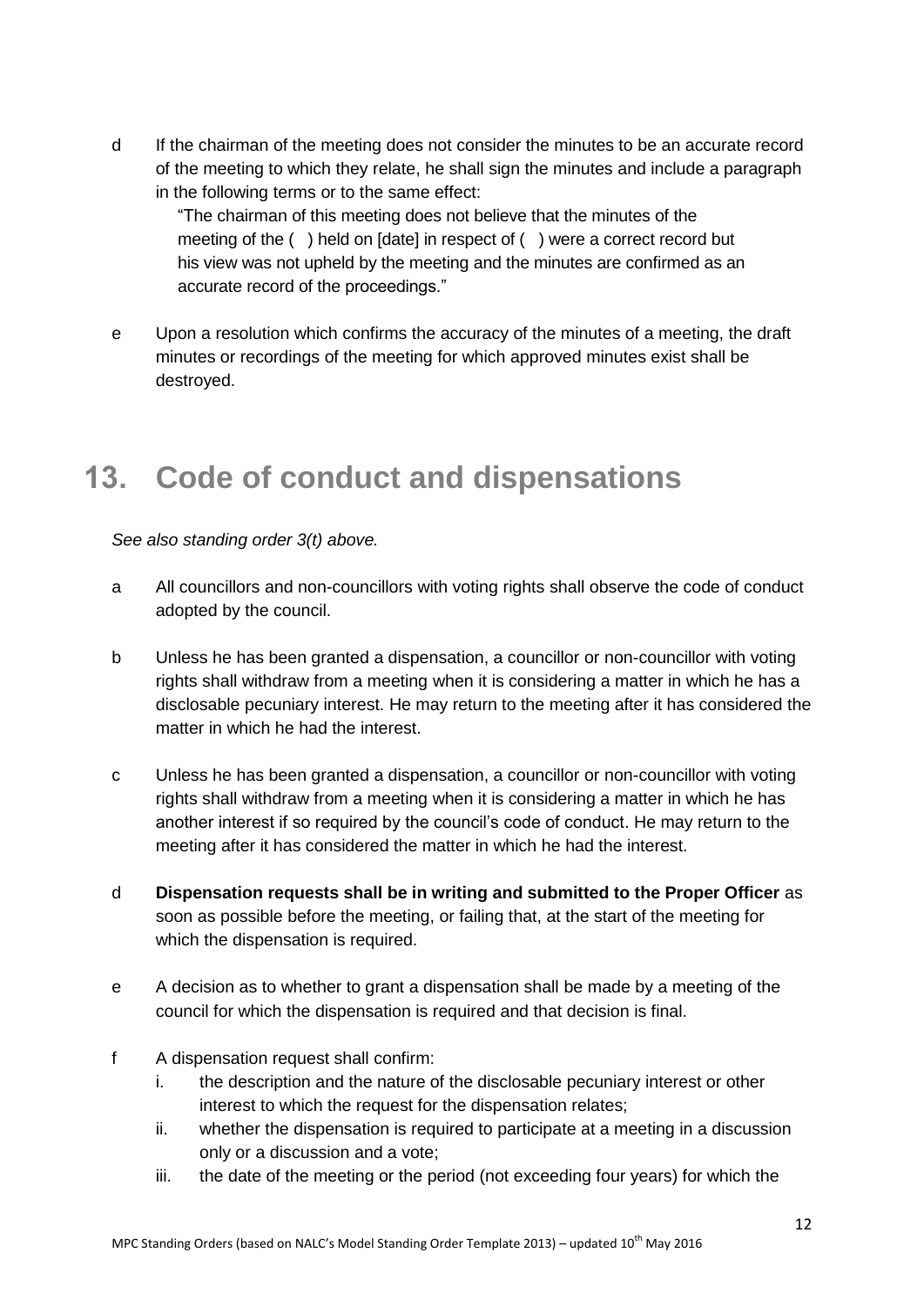d If the chairman of the meeting does not consider the minutes to be an accurate record of the meeting to which they relate, he shall sign the minutes and include a paragraph in the following terms or to the same effect:

> "The chairman of this meeting does not believe that the minutes of the meeting of the ( ) held on [date] in respect of ( ) were a correct record but his view was not upheld by the meeting and the minutes are confirmed as an accurate record of the proceedings."

e Upon a resolution which confirms the accuracy of the minutes of a meeting, the draft minutes or recordings of the meeting for which approved minutes exist shall be destroyed.

# 13. Code of conduct and dispensations

*See also standing order 3(t) above.*

a All councillors and non-councillors with voting rights shall observe the code of conduct adopted by the council.

b Unless he has been granted a dispensation, a councillor or non-councillor with voting rights shall withdraw from a meeting when it is considering a matter in which he has a disclosable pecuniary interest. He may return to the meeting after it has considered the matter in which he had the interest.

c Unless he has been granted a dispensation, a councillor or non-councillor with voting rights shall withdraw from a meeting when it is considering a matter in which he has another interest if so required by the council's code of conduct. He may return to the meeting after it has considered the matter in which he had the interest.

d **Dispensation requests shall be in writing and submitted to the Proper Officer** as soon as possible before the meeting, or failing that, at the start of the meeting for which the dispensation is required.

e A decision as to whether to grant a dispensation shall be made by a meeting of the council for which the dispensation is required and that decision is final.

f A dispensation request shall confirm:

i. the description and the nature of the disclosable pecuniary interest or other interest to which the request for the dispensation relates;

ii. whether the dispensation is required to participate at a meeting in a discussion only or a discussion and a vote;

iii. the date of the meeting or the period (not exceeding four years) for which the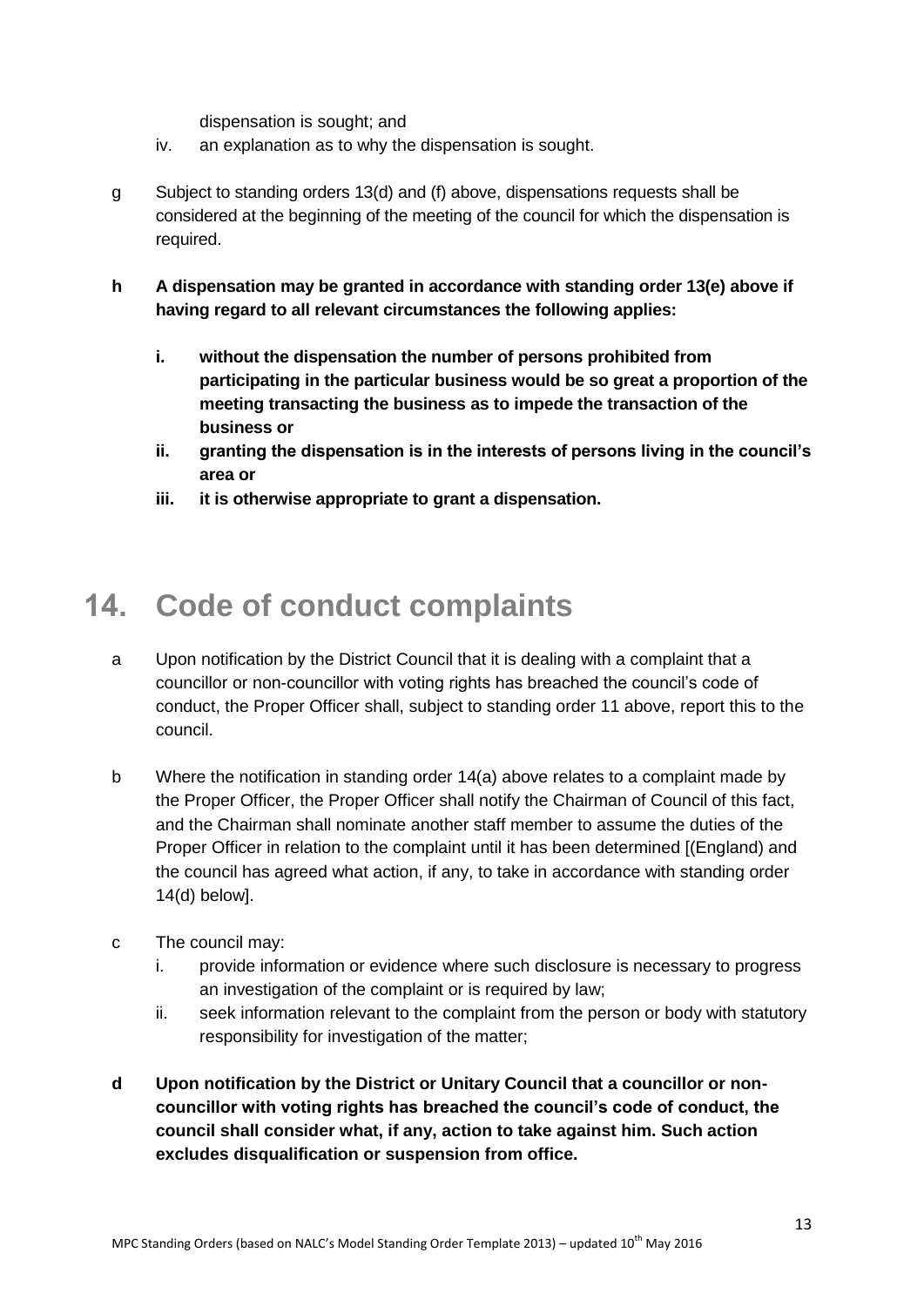dispensation is sought; and

iv. an explanation as to why the dispensation is sought.

g Subject to standing orders 13(d) and (f) above, dispensations requests shall be considered at the beginning of the meeting of the council for which the dispensation is required.

**h A dispensation may be granted in accordance with standing order 13(e) above if having regard to all relevant circumstances the following applies:**

**i. without the dispensation the number of persons prohibited from participating in the particular business would be so great a proportion of the meeting transacting the business as to impede the transaction of the business or**

**ii. granting the dispensation is in the interests of persons living in the council's area or**

**iii. it is otherwise appropriate to grant a dispensation.**

# 14. Code of conduct complaints

a Upon notification by the District Council that it is dealing with a complaint that a councillor or non-councillor with voting rights has breached the council's code of conduct, the Proper Officer shall, subject to standing order 11 above, report this to the council.

b Where the notification in standing order 14(a) above relates to a complaint made by the Proper Officer, the Proper Officer shall notify the Chairman of Council of this fact, and the Chairman shall nominate another staff member to assume the duties of the Proper Officer in relation to the complaint until it has been determined [(England) and the council has agreed what action, if any, to take in accordance with standing order 14(d) below].

c The council may:

i. provide information or evidence where such disclosure is necessary to progress an investigation of the complaint or is required by law;

ii. seek information relevant to the complaint from the person or body with statutory responsibility for investigation of the matter;

**d Upon notification by the District or Unitary Council that a councillor or non-councillor with voting rights has breached the council's code of conduct, the council shall consider what, if any, action to take against him. Such action excludes disqualification or suspension from office.**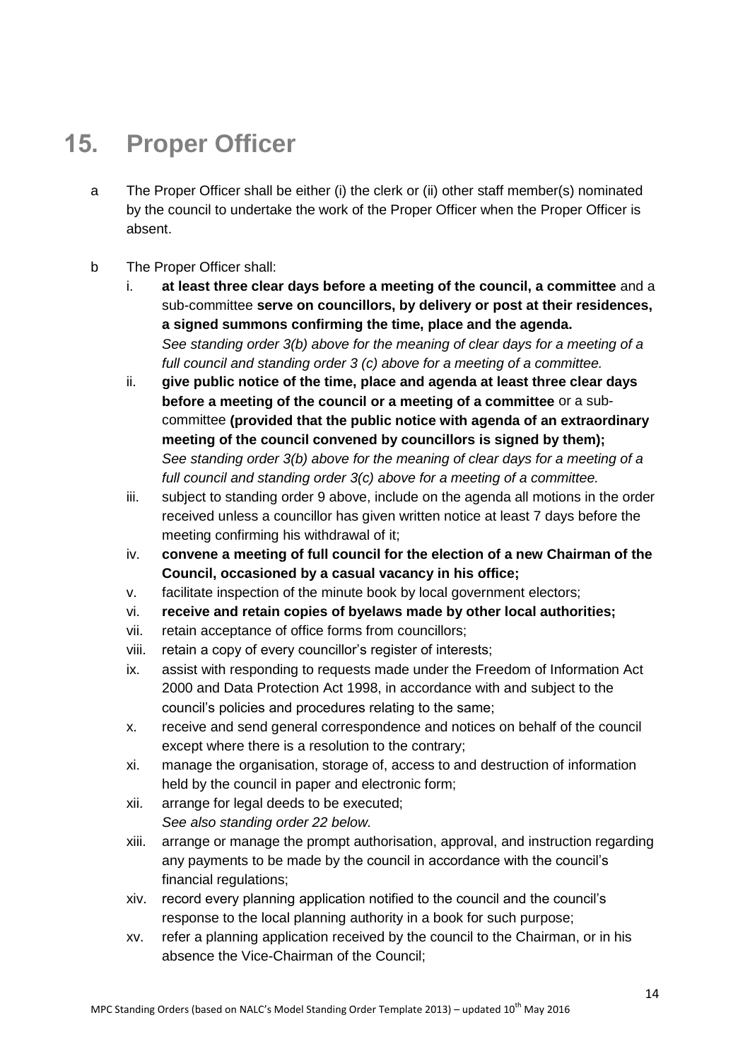# 15. Proper Officer

a The Proper Officer shall be either (i) the clerk or (ii) other staff member(s) nominated by the council to undertake the work of the Proper Officer when the Proper Officer is absent.

b The Proper Officer shall:

i. **at least three clear days before a meeting of the council, a committee** and a sub-committee **serve on councillors, by delivery or post at their residences, a signed summons confirming the time, place and the agenda.**
*See standing order 3(b) above for the meaning of clear days for a meeting of a full council and standing order 3 (c) above for a meeting of a committee.*

ii. **give public notice of the time, place and agenda at least three clear days before a meeting of the council or a meeting of a committee** or a sub-committee **(provided that the public notice with agenda of an extraordinary meeting of the council convened by councillors is signed by them);**
*See standing order 3(b) above for the meaning of clear days for a meeting of a full council and standing order 3(c) above for a meeting of a committee.*

iii. subject to standing order 9 above, include on the agenda all motions in the order received unless a councillor has given written notice at least 7 days before the meeting confirming his withdrawal of it;

iv. **convene a meeting of full council for the election of a new Chairman of the Council, occasioned by a casual vacancy in his office;**

v. facilitate inspection of the minute book by local government electors;

vi. **receive and retain copies of byelaws made by other local authorities;**

vii. retain acceptance of office forms from councillors;

viii. retain a copy of every councillor's register of interests;

ix. assist with responding to requests made under the Freedom of Information Act 2000 and Data Protection Act 1998, in accordance with and subject to the council's policies and procedures relating to the same;

x. receive and send general correspondence and notices on behalf of the council except where there is a resolution to the contrary;

xi. manage the organisation, storage of, access to and destruction of information held by the council in paper and electronic form;

xii. arrange for legal deeds to be executed;
*See also standing order 22 below.*

xiii. arrange or manage the prompt authorisation, approval, and instruction regarding any payments to be made by the council in accordance with the council's financial regulations;

xiv. record every planning application notified to the council and the council's response to the local planning authority in a book for such purpose;

xv. refer a planning application received by the council to the Chairman, or in his absence the Vice-Chairman of the Council;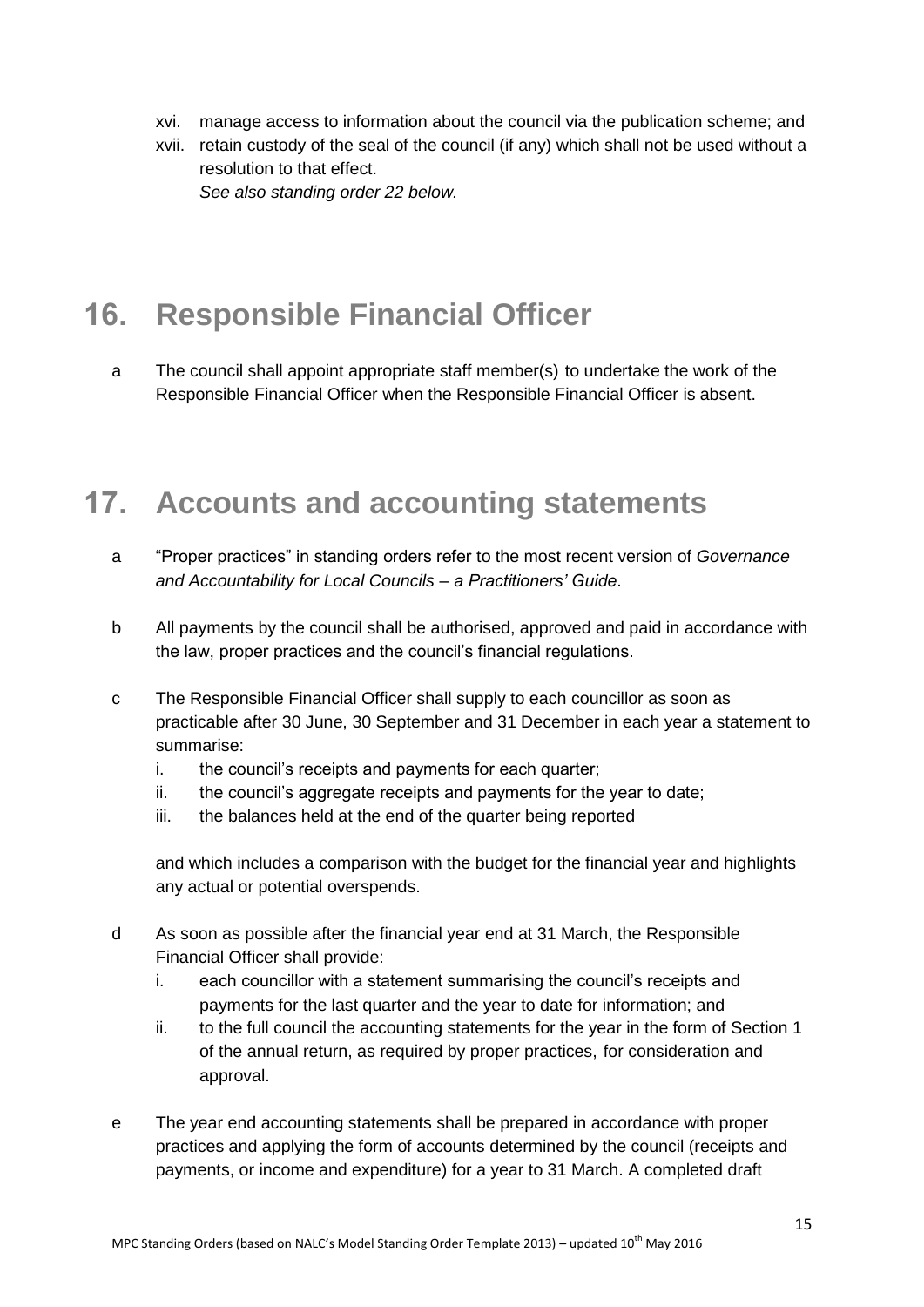xvi. manage access to information about the council via the publication scheme; and

xvii. retain custody of the seal of the council (if any) which shall not be used without a resolution to that effect.
*See also standing order 22 below.*

# 16. Responsible Financial Officer

a The council shall appoint appropriate staff member(s) to undertake the work of the Responsible Financial Officer when the Responsible Financial Officer is absent.

# 17. Accounts and accounting statements

a "Proper practices" in standing orders refer to the most recent version of *Governance and Accountability for Local Councils – a Practitioners' Guide*.

b All payments by the council shall be authorised, approved and paid in accordance with the law, proper practices and the council's financial regulations.

c The Responsible Financial Officer shall supply to each councillor as soon as practicable after 30 June, 30 September and 31 December in each year a statement to summarise:

i. the council's receipts and payments for each quarter;
ii. the council's aggregate receipts and payments for the year to date;
iii. the balances held at the end of the quarter being reported

and which includes a comparison with the budget for the financial year and highlights any actual or potential overspends.

d As soon as possible after the financial year end at 31 March, the Responsible Financial Officer shall provide:

i. each councillor with a statement summarising the council's receipts and payments for the last quarter and the year to date for information; and
ii. to the full council the accounting statements for the year in the form of Section 1 of the annual return, as required by proper practices, for consideration and approval.

e The year end accounting statements shall be prepared in accordance with proper practices and applying the form of accounts determined by the council (receipts and payments, or income and expenditure) for a year to 31 March. A completed draft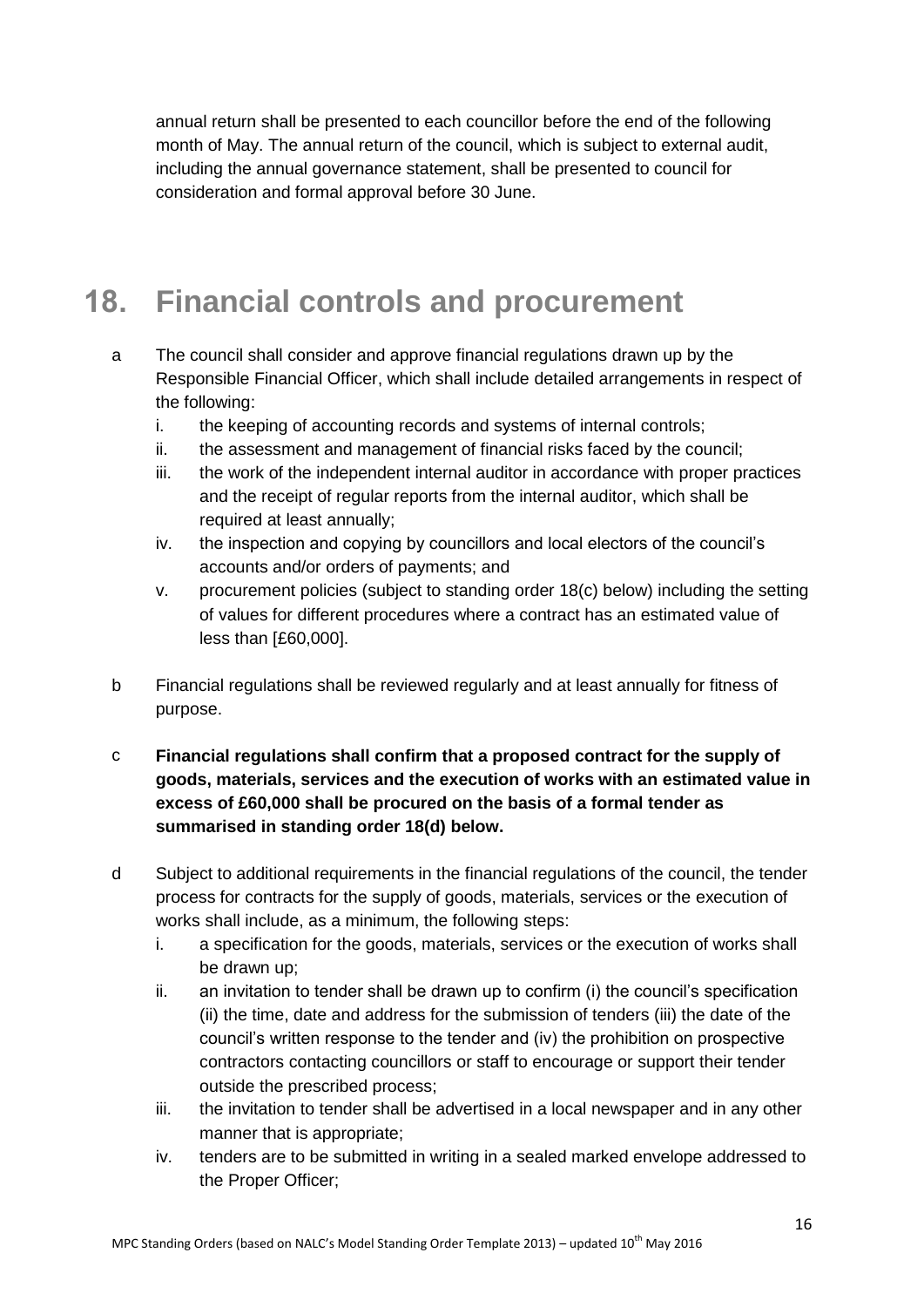annual return shall be presented to each councillor before the end of the following month of May. The annual return of the council, which is subject to external audit, including the annual governance statement, shall be presented to council for consideration and formal approval before 30 June.

# 18. Financial controls and procurement

a The council shall consider and approve financial regulations drawn up by the Responsible Financial Officer, which shall include detailed arrangements in respect of the following:

   i. the keeping of accounting records and systems of internal controls;
   ii. the assessment and management of financial risks faced by the council;
   iii. the work of the independent internal auditor in accordance with proper practices and the receipt of regular reports from the internal auditor, which shall be required at least annually;
   iv. the inspection and copying by councillors and local electors of the council's accounts and/or orders of payments; and
   v. procurement policies (subject to standing order 18(c) below) including the setting of values for different procedures where a contract has an estimated value of less than [£60,000].

b Financial regulations shall be reviewed regularly and at least annually for fitness of purpose.

c **Financial regulations shall confirm that a proposed contract for the supply of goods, materials, services and the execution of works with an estimated value in excess of £60,000 shall be procured on the basis of a formal tender as summarised in standing order 18(d) below.**

d Subject to additional requirements in the financial regulations of the council, the tender process for contracts for the supply of goods, materials, services or the execution of works shall include, as a minimum, the following steps:

   i. a specification for the goods, materials, services or the execution of works shall be drawn up;
   ii. an invitation to tender shall be drawn up to confirm (i) the council's specification (ii) the time, date and address for the submission of tenders (iii) the date of the council's written response to the tender and (iv) the prohibition on prospective contractors contacting councillors or staff to encourage or support their tender outside the prescribed process;
   iii. the invitation to tender shall be advertised in a local newspaper and in any other manner that is appropriate;
   iv. tenders are to be submitted in writing in a sealed marked envelope addressed to the Proper Officer;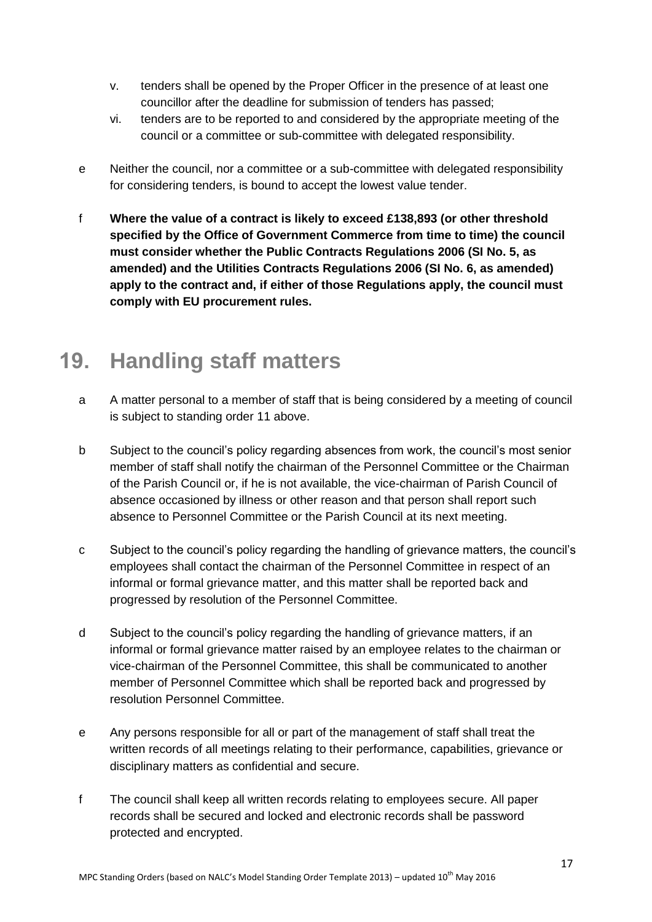v. tenders shall be opened by the Proper Officer in the presence of at least one councillor after the deadline for submission of tenders has passed;

vi. tenders are to be reported to and considered by the appropriate meeting of the council or a committee or sub-committee with delegated responsibility.

e Neither the council, nor a committee or a sub-committee with delegated responsibility for considering tenders, is bound to accept the lowest value tender.

f **Where the value of a contract is likely to exceed £138,893 (or other threshold specified by the Office of Government Commerce from time to time) the council must consider whether the Public Contracts Regulations 2006 (SI No. 5, as amended) and the Utilities Contracts Regulations 2006 (SI No. 6, as amended) apply to the contract and, if either of those Regulations apply, the council must comply with EU procurement rules.**

# 19. Handling staff matters

a A matter personal to a member of staff that is being considered by a meeting of council is subject to standing order 11 above.

b Subject to the council's policy regarding absences from work, the council's most senior member of staff shall notify the chairman of the Personnel Committee or the Chairman of the Parish Council or, if he is not available, the vice-chairman of Parish Council of absence occasioned by illness or other reason and that person shall report such absence to Personnel Committee or the Parish Council at its next meeting.

c Subject to the council's policy regarding the handling of grievance matters, the council's employees shall contact the chairman of the Personnel Committee in respect of an informal or formal grievance matter, and this matter shall be reported back and progressed by resolution of the Personnel Committee.

d Subject to the council's policy regarding the handling of grievance matters, if an informal or formal grievance matter raised by an employee relates to the chairman or vice-chairman of the Personnel Committee, this shall be communicated to another member of Personnel Committee which shall be reported back and progressed by resolution Personnel Committee.

e Any persons responsible for all or part of the management of staff shall treat the written records of all meetings relating to their performance, capabilities, grievance or disciplinary matters as confidential and secure.

f The council shall keep all written records relating to employees secure. All paper records shall be secured and locked and electronic records shall be password protected and encrypted.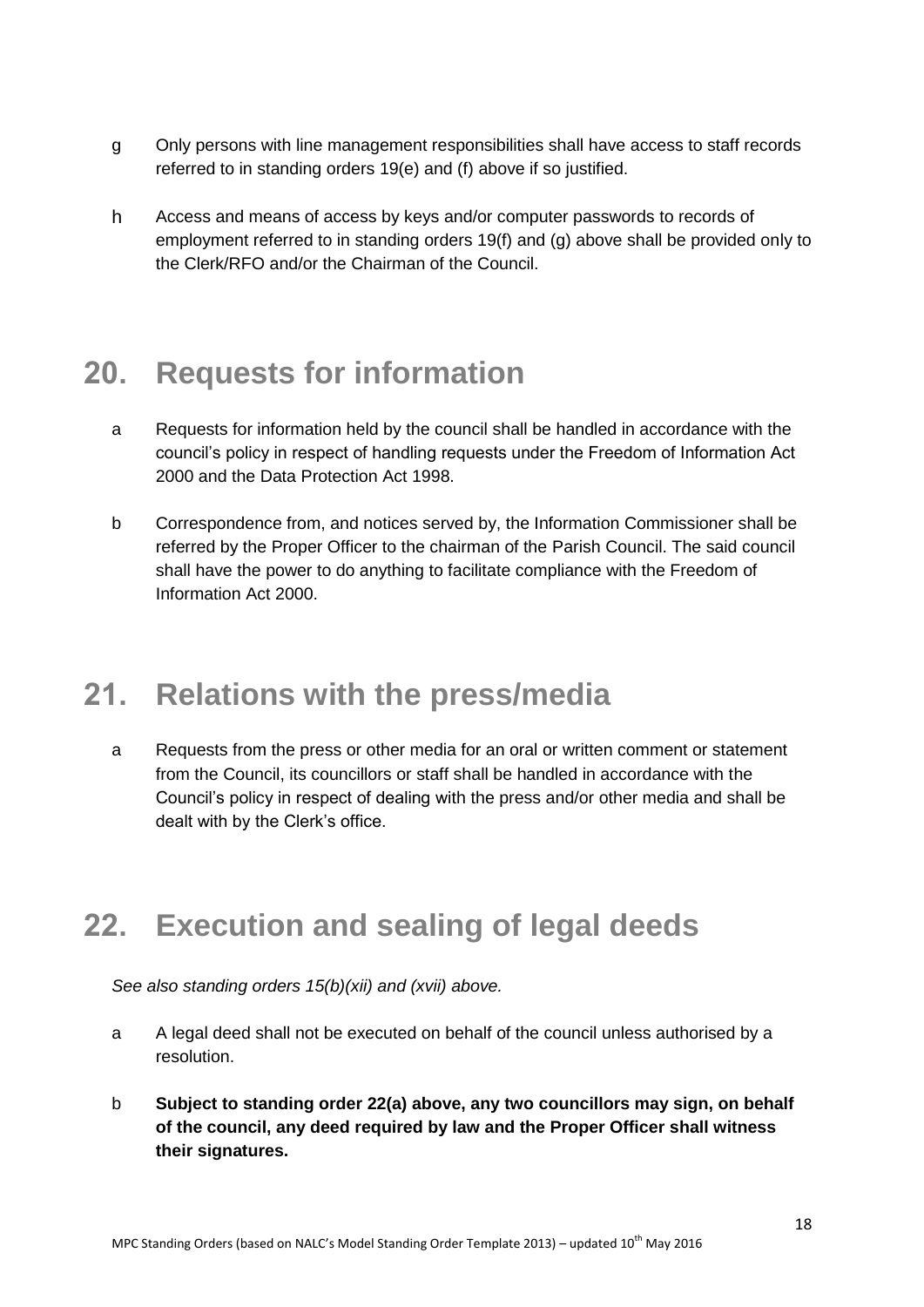g Only persons with line management responsibilities shall have access to staff records referred to in standing orders 19(e) and (f) above if so justified.

h Access and means of access by keys and/or computer passwords to records of employment referred to in standing orders 19(f) and (g) above shall be provided only to the Clerk/RFO and/or the Chairman of the Council.

## 20. Requests for information

a Requests for information held by the council shall be handled in accordance with the council's policy in respect of handling requests under the Freedom of Information Act 2000 and the Data Protection Act 1998.

b Correspondence from, and notices served by, the Information Commissioner shall be referred by the Proper Officer to the chairman of the Parish Council. The said council shall have the power to do anything to facilitate compliance with the Freedom of Information Act 2000.

## 21. Relations with the press/media

a Requests from the press or other media for an oral or written comment or statement from the Council, its councillors or staff shall be handled in accordance with the Council's policy in respect of dealing with the press and/or other media and shall be dealt with by the Clerk's office.

## 22. Execution and sealing of legal deeds

*See also standing orders 15(b)(xii) and (xvii) above.*

a A legal deed shall not be executed on behalf of the council unless authorised by a resolution.

b **Subject to standing order 22(a) above, any two councillors may sign, on behalf of the council, any deed required by law and the Proper Officer shall witness their signatures.**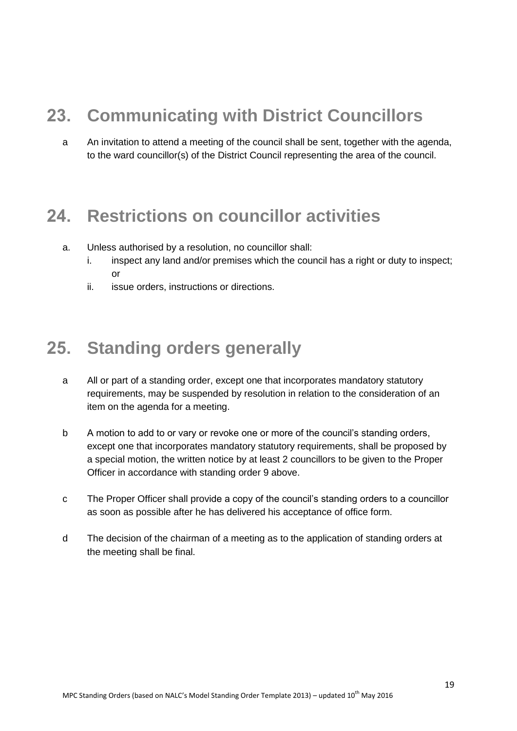## 23. Communicating with District Councillors

a An invitation to attend a meeting of the council shall be sent, together with the agenda, to the ward councillor(s) of the District Council representing the area of the council.

## 24. Restrictions on councillor activities

a. Unless authorised by a resolution, no councillor shall:
   i. inspect any land and/or premises which the council has a right or duty to inspect; or
   ii. issue orders, instructions or directions.

## 25. Standing orders generally

a All or part of a standing order, except one that incorporates mandatory statutory requirements, may be suspended by resolution in relation to the consideration of an item on the agenda for a meeting.

b A motion to add to or vary or revoke one or more of the council's standing orders, except one that incorporates mandatory statutory requirements, shall be proposed by a special motion, the written notice by at least 2 councillors to be given to the Proper Officer in accordance with standing order 9 above.

c The Proper Officer shall provide a copy of the council's standing orders to a councillor as soon as possible after he has delivered his acceptance of office form.

d The decision of the chairman of a meeting as to the application of standing orders at the meeting shall be final.